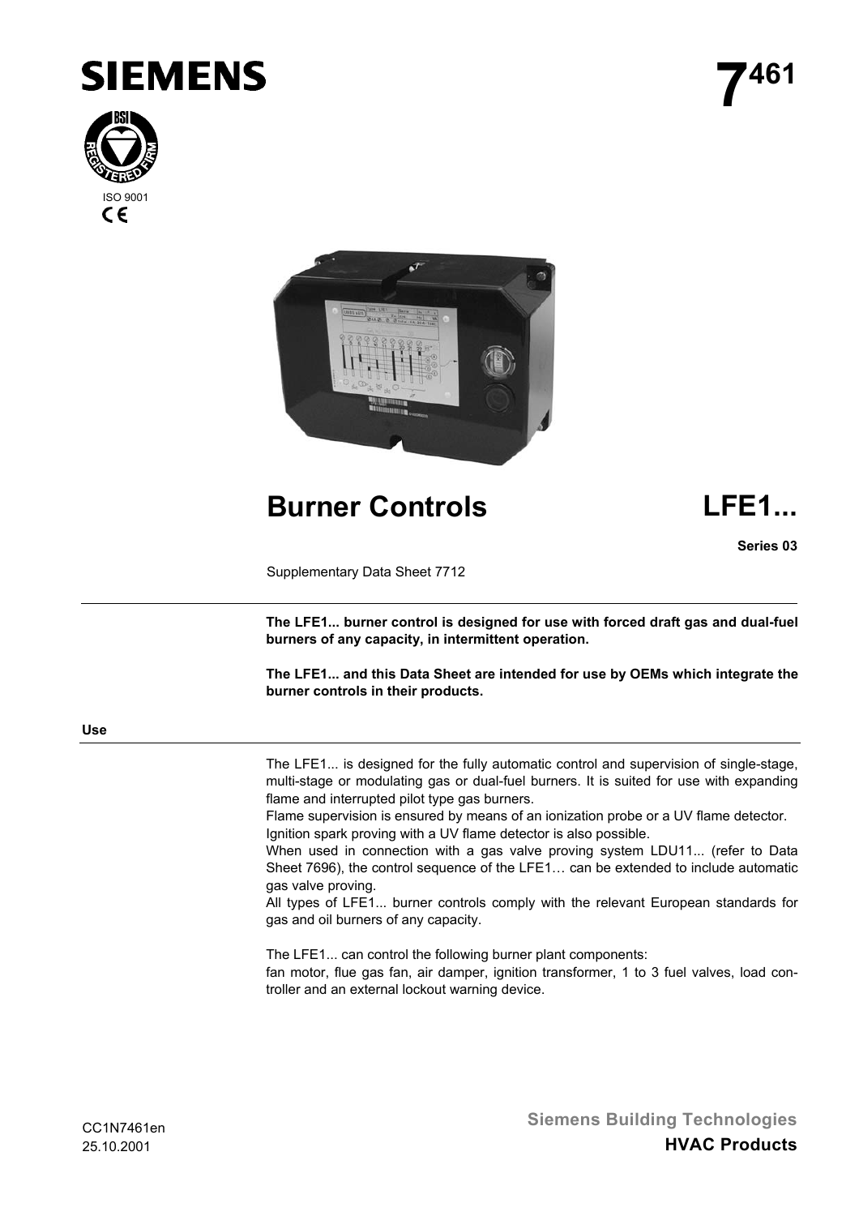SIEMENS

# 7461

ISO 9001

# Burner Controls LFE1...

**Series 03**

Supplementary Data Sheet 7712

**The LFE1... burner control is designed for use with forced draft gas and dual-fuel burners of any capacity, in intermittent operation.**

**The LFE1... and this Data Sheet are intended for use by OEMs which integrate the burner controls in their products.**

## Use

The LFE1... is designed for the fully automatic control and supervision of single-stage, multi-stage or modulating gas or dual-fuel burners. It is suited for use with expanding flame and interrupted pilot type gas burners.
Flame supervision is ensured by means of an ionization probe or a UV flame detector.
Ignition spark proving with a UV flame detector is also possible.
When used in connection with a gas valve proving system LDU11... (refer to Data Sheet 7696), the control sequence of the LFE1… can be extended to include automatic gas valve proving.
All types of LFE1... burner controls comply with the relevant European standards for gas and oil burners of any capacity.

The LFE1... can control the following burner plant components:
fan motor, flue gas fan, air damper, ignition transformer, 1 to 3 fuel valves, load controller and an external lockout warning device.

CC1N7461en
25.10.2001

Siemens Building Technologies
**HVAC Products**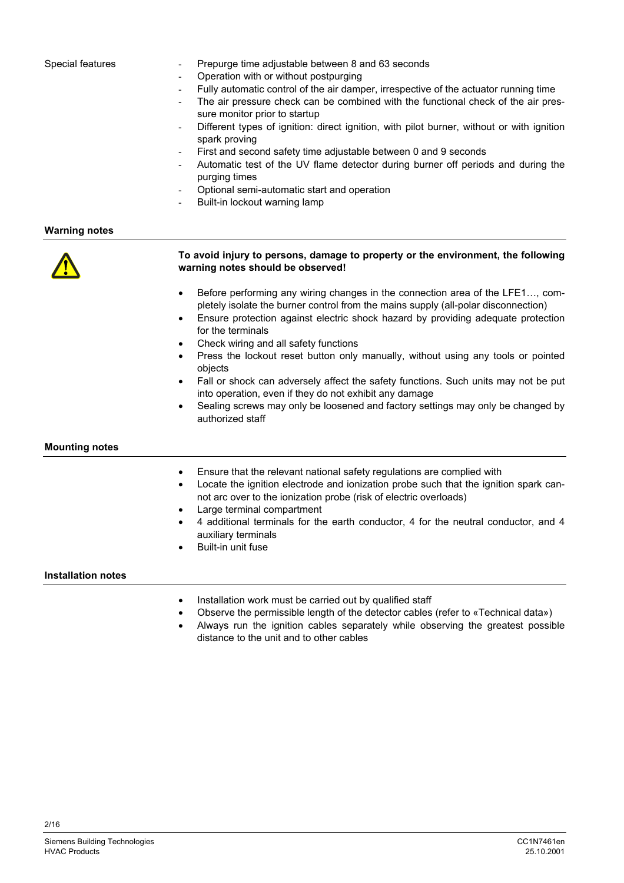Special features

- Prepurge time adjustable between 8 and 63 seconds
- Operation with or without postpurging
- Fully automatic control of the air damper, irrespective of the actuator running time
- The air pressure check can be combined with the functional check of the air pressure monitor prior to startup
- Different types of ignition: direct ignition, with pilot burner, without or with ignition spark proving
- First and second safety time adjustable between 0 and 9 seconds
- Automatic test of the UV flame detector during burner off periods and during the purging times
- Optional semi-automatic start and operation
- Built-in lockout warning lamp

## Warning notes

**To avoid injury to persons, damage to property or the environment, the following warning notes should be observed!**

- Before performing any wiring changes in the connection area of the LFE1…, completely isolate the burner control from the mains supply (all-polar disconnection)
- Ensure protection against electric shock hazard by providing adequate protection for the terminals
- Check wiring and all safety functions
- Press the lockout reset button only manually, without using any tools or pointed objects
- Fall or shock can adversely affect the safety functions. Such units may not be put into operation, even if they do not exhibit any damage
- Sealing screws may only be loosened and factory settings may only be changed by authorized staff

## Mounting notes

- Ensure that the relevant national safety regulations are complied with
- Locate the ignition electrode and ionization probe such that the ignition spark cannot arc over to the ionization probe (risk of electric overloads)
- Large terminal compartment
- 4 additional terminals for the earth conductor, 4 for the neutral conductor, and 4 auxiliary terminals
- Built-in unit fuse

## Installation notes

- Installation work must be carried out by qualified staff
- Observe the permissible length of the detector cables (refer to «Technical data»)
- Always run the ignition cables separately while observing the greatest possible distance to the unit and to other cables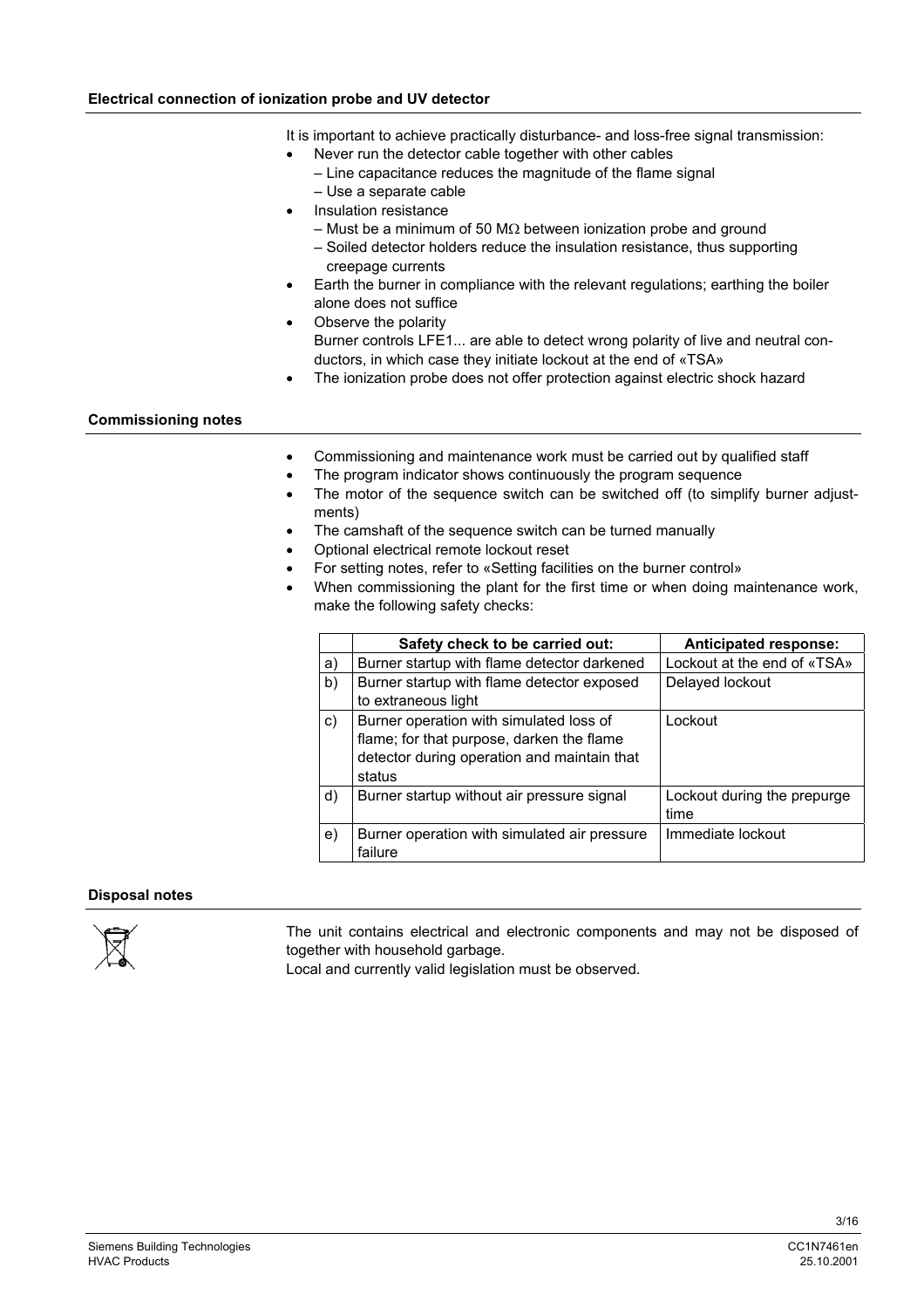## Electrical connection of ionization probe and UV detector

It is important to achieve practically disturbance- and loss-free signal transmission:

- Never run the detector cable together with other cables
  – Line capacitance reduces the magnitude of the flame signal
  – Use a separate cable
- Insulation resistance
  – Must be a minimum of 50 MΩ between ionization probe and ground
  – Soiled detector holders reduce the insulation resistance, thus supporting creepage currents
- Earth the burner in compliance with the relevant regulations; earthing the boiler alone does not suffice
- Observe the polarity
  Burner controls LFE1... are able to detect wrong polarity of live and neutral conductors, in which case they initiate lockout at the end of «TSA»
- The ionization probe does not offer protection against electric shock hazard

## Commissioning notes

- Commissioning and maintenance work must be carried out by qualified staff
- The program indicator shows continuously the program sequence
- The motor of the sequence switch can be switched off (to simplify burner adjustments)
- The camshaft of the sequence switch can be turned manually
- Optional electrical remote lockout reset
- For setting notes, refer to «Setting facilities on the burner control»
- When commissioning the plant for the first time or when doing maintenance work, make the following safety checks:

| | Safety check to be carried out: | Anticipated response: |
|---|---|---|
| a) | Burner startup with flame detector darkened | Lockout at the end of «TSA» |
| b) | Burner startup with flame detector exposed to extraneous light | Delayed lockout |
| c) | Burner operation with simulated loss of flame; for that purpose, darken the flame detector during operation and maintain that status | Lockout |
| d) | Burner startup without air pressure signal | Lockout during the prepurge time |
| e) | Burner operation with simulated air pressure failure | Immediate lockout |

## Disposal notes

The unit contains electrical and electronic components and may not be disposed of together with household garbage.
Local and currently valid legislation must be observed.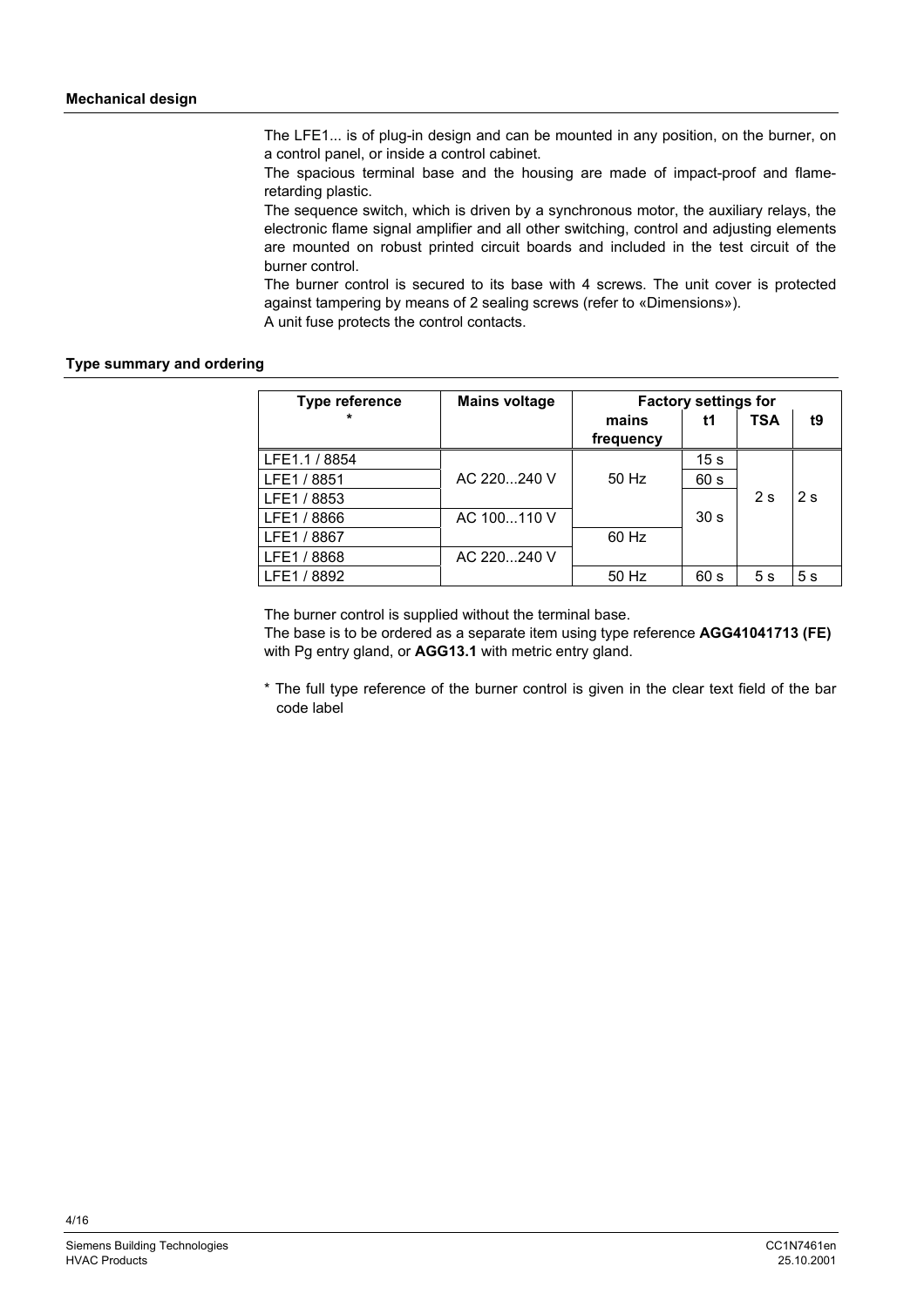## Mechanical design

The LFE1... is of plug-in design and can be mounted in any position, on the burner, on a control panel, or inside a control cabinet.
The spacious terminal base and the housing are made of impact-proof and flame-retarding plastic.
The sequence switch, which is driven by a synchronous motor, the auxiliary relays, the electronic flame signal amplifier and all other switching, control and adjusting elements are mounted on robust printed circuit boards and included in the test circuit of the burner control.
The burner control is secured to its base with 4 screws. The unit cover is protected against tampering by means of 2 sealing screws (refer to «Dimensions»).
A unit fuse protects the control contacts.

## Type summary and ordering

| Type reference * | Mains voltage | Factory settings for | | | |
|---|---|---|---|---|---|
| | | mains frequency | t1 | TSA | t9 |
| LFE1.1 / 8854 | AC 220...240 V | 50 Hz | 15 s | 2 s | 2 s |
| LFE1 / 8851 | AC 220...240 V | 50 Hz | 60 s | 2 s | 2 s |
| LFE1 / 8853 | AC 220...240 V | 50 Hz | 30 s | 2 s | 2 s |
| LFE1 / 8866 | AC 100...110 V | 60 Hz | 30 s | 2 s | 2 s |
| LFE1 / 8867 | AC 220...240 V | 60 Hz | 30 s | 2 s | 2 s |
| LFE1 / 8868 | AC 220...240 V | 60 Hz | 30 s | 2 s | 2 s |
| LFE1 / 8892 | AC 220...240 V | 50 Hz | 60 s | 5 s | 5 s |

The burner control is supplied without the terminal base.
The base is to be ordered as a separate item using type reference **AGG41041713 (FE)** with Pg entry gland, or **AGG13.1** with metric entry gland.

* The full type reference of the burner control is given in the clear text field of the bar code label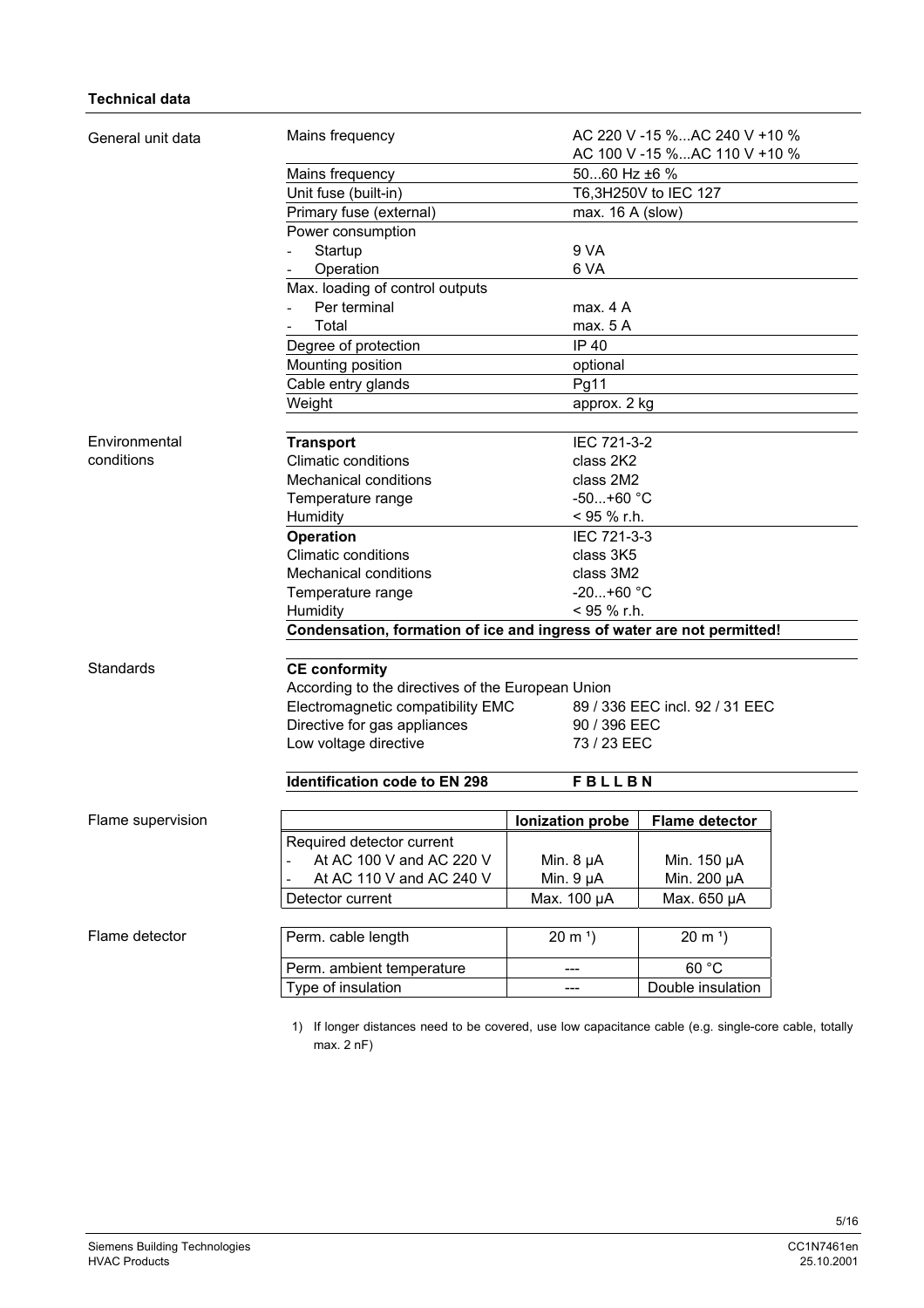**Technical data**

| General unit data | | |
|---|---|---|
| | Mains frequency | AC 220 V -15 %...AC 240 V +10 %<br>AC 100 V -15 %...AC 110 V +10 % |
| | Mains frequency | 50...60 Hz ±6 % |
| | Unit fuse (built-in) | T6,3H250V to IEC 127 |
| | Primary fuse (external) | max. 16 A (slow) |
| | Power consumption | |
| | - Startup | 9 VA |
| | - Operation | 6 VA |
| | Max. loading of control outputs | |
| | - Per terminal | max. 4 A |
| | - Total | max. 5 A |
| | Degree of protection | IP 40 |
| | Mounting position | optional |
| | Cable entry glands | Pg11 |
| | Weight | approx. 2 kg |

| Environmental conditions | | |
|---|---|---|
| | **Transport** | IEC 721-3-2 |
| | Climatic conditions | class 2K2 |
| | Mechanical conditions | class 2M2 |
| | Temperature range | -50...+60 °C |
| | Humidity | < 95 % r.h. |
| | **Operation** | IEC 721-3-3 |
| | Climatic conditions | class 3K5 |
| | Mechanical conditions | class 3M2 |
| | Temperature range | -20...+60 °C |
| | Humidity | < 95 % r.h. |

**Condensation, formation of ice and ingress of water are not permitted!**

Standards

**CE conformity**

According to the directives of the European Union

| | |
|---|---|
| Electromagnetic compatibility EMC | 89 / 336 EEC incl. 92 / 31 EEC |
| Directive for gas appliances | 90 / 396 EEC |
| Low voltage directive | 73 / 23 EEC |

| **Identification code to EN 298** | **F B L L B N** |
|---|---|

Flame supervision

| | Ionization probe | Flame detector |
|---|---|---|
| Required detector current | | |
| - At AC 100 V and AC 220 V | Min. 8 µA | Min. 150 µA |
| - At AC 110 V and AC 240 V | Min. 9 µA | Min. 200 µA |
| Detector current | Max. 100 µA | Max. 650 µA |

Flame detector

| | | |
|---|---|---|
| Perm. cable length | 20 m [1]) | 20 m [1]) |
| Perm. ambient temperature | --- | 60 °C |
| Type of insulation | --- | Double insulation |

1) If longer distances need to be covered, use low capacitance cable (e.g. single-core cable, totally max. 2 nF)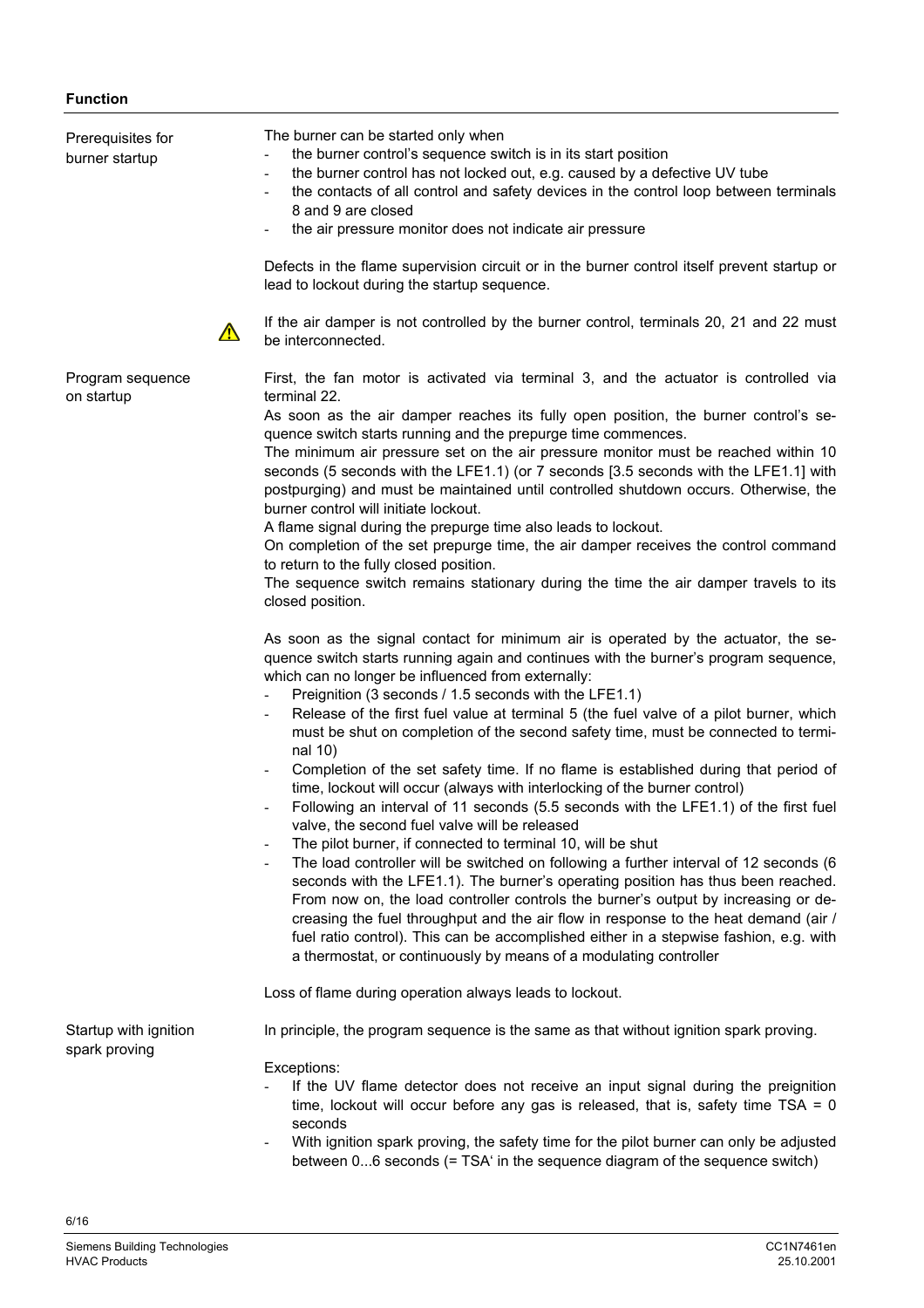## Function

**Prerequisites for burner startup**

The burner can be started only when
- the burner control's sequence switch is in its start position
- the burner control has not locked out, e.g. caused by a defective UV tube
- the contacts of all control and safety devices in the control loop between terminals 8 and 9 are closed
- the air pressure monitor does not indicate air pressure

Defects in the flame supervision circuit or in the burner control itself prevent startup or lead to lockout during the startup sequence.

⚠ If the air damper is not controlled by the burner control, terminals 20, 21 and 22 must be interconnected.

**Program sequence on startup**

First, the fan motor is activated via terminal 3, and the actuator is controlled via terminal 22.
As soon as the air damper reaches its fully open position, the burner control's sequence switch starts running and the prepurge time commences.
The minimum air pressure set on the air pressure monitor must be reached within 10 seconds (5 seconds with the LFE1.1) (or 7 seconds [3.5 seconds with the LFE1.1] with postpurging) and must be maintained until controlled shutdown occurs. Otherwise, the burner control will initiate lockout.
A flame signal during the prepurge time also leads to lockout.
On completion of the set prepurge time, the air damper receives the control command to return to the fully closed position.
The sequence switch remains stationary during the time the air damper travels to its closed position.

As soon as the signal contact for minimum air is operated by the actuator, the sequence switch starts running again and continues with the burner's program sequence, which can no longer be influenced from externally:
- Preignition (3 seconds / 1.5 seconds with the LFE1.1)
- Release of the first fuel value at terminal 5 (the fuel valve of a pilot burner, which must be shut on completion of the second safety time, must be connected to terminal 10)
- Completion of the set safety time. If no flame is established during that period of time, lockout will occur (always with interlocking of the burner control)
- Following an interval of 11 seconds (5.5 seconds with the LFE1.1) of the first fuel valve, the second fuel valve will be released
- The pilot burner, if connected to terminal 10, will be shut
- The load controller will be switched on following a further interval of 12 seconds (6 seconds with the LFE1.1). The burner's operating position has thus been reached. From now on, the load controller controls the burner's output by increasing or decreasing the fuel throughput and the air flow in response to the heat demand (air / fuel ratio control). This can be accomplished either in a stepwise fashion, e.g. with a thermostat, or continuously by means of a modulating controller

Loss of flame during operation always leads to lockout.

**Startup with ignition spark proving**

In principle, the program sequence is the same as that without ignition spark proving.

Exceptions:
- If the UV flame detector does not receive an input signal during the preignition time, lockout will occur before any gas is released, that is, safety time TSA = 0 seconds
- With ignition spark proving, the safety time for the pilot burner can only be adjusted between 0...6 seconds (= TSA' in the sequence diagram of the sequence switch)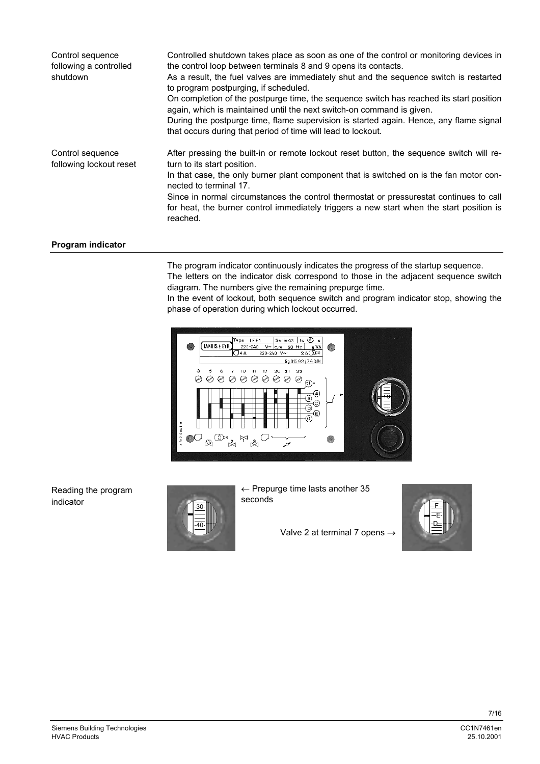Control sequence following a controlled shutdown

Controlled shutdown takes place as soon as one of the control or monitoring devices in the control loop between terminals 8 and 9 opens its contacts.
As a result, the fuel valves are immediately shut and the sequence switch is restarted to program postpurging, if scheduled.
On completion of the postpurge time, the sequence switch has reached its start position again, which is maintained until the next switch-on command is given.
During the postpurge time, flame supervision is started again. Hence, any flame signal that occurs during that period of time will lead to lockout.

Control sequence following lockout reset

After pressing the built-in or remote lockout reset button, the sequence switch will return to its start position.
In that case, the only burner plant component that is switched on is the fan motor connected to terminal 17.
Since in normal circumstances the control thermostat or pressurestat continues to call for heat, the burner control immediately triggers a new start when the start position is reached.

## Program indicator

The program indicator continuously indicates the progress of the startup sequence.
The letters on the indicator disk correspond to those in the adjacent sequence switch diagram. The numbers give the remaining prepurge time.
In the event of lockout, both sequence switch and program indicator stop, showing the phase of operation during which lockout occurred.

Reading the program indicator

← Prepurge time lasts another 35 seconds

Valve 2 at terminal 7 opens →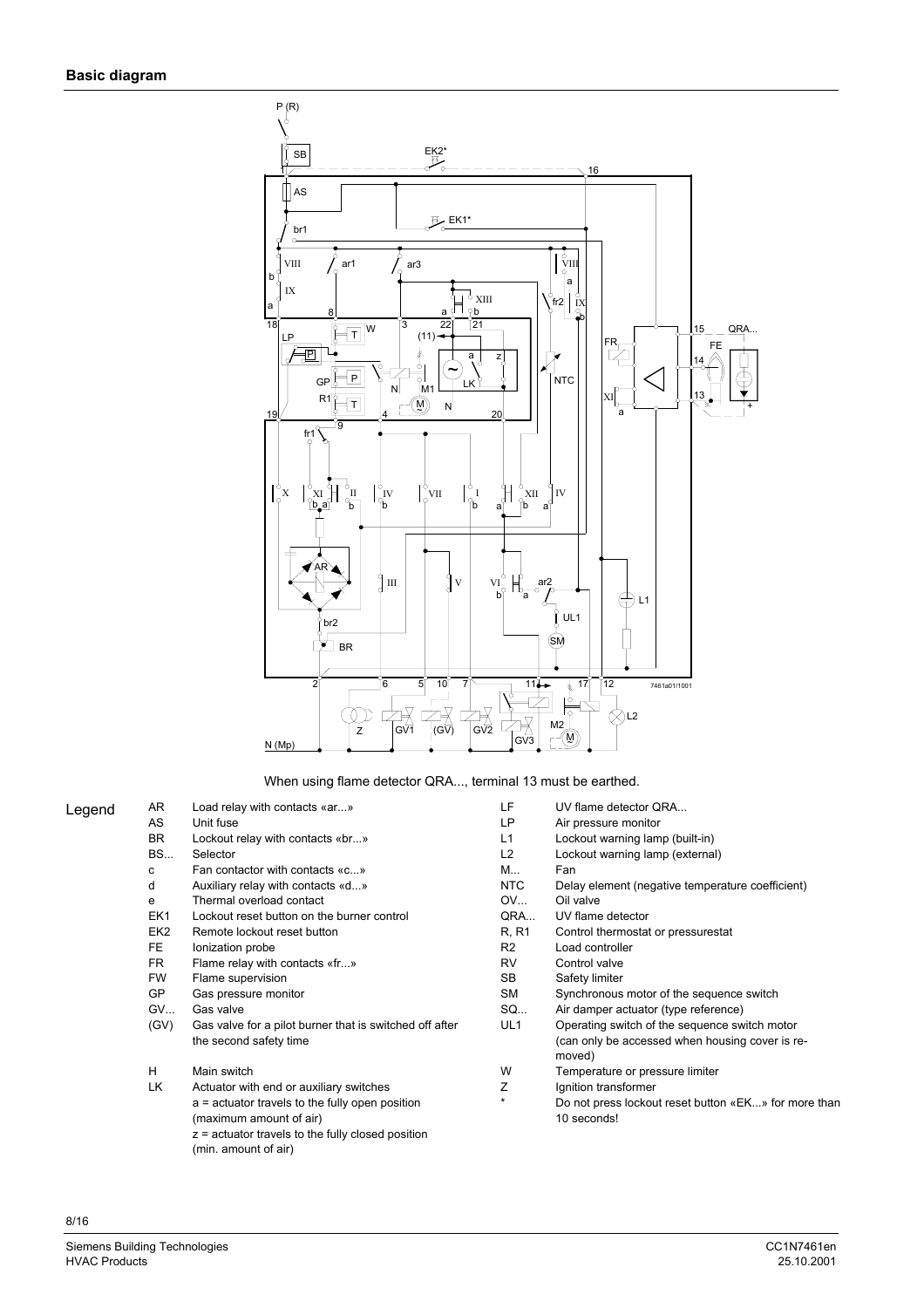## Basic diagram

When using flame detector QRA..., terminal 13 must be earthed.

**Legend**

| | | | |
|---|---|---|---|
| AR | Load relay with contacts «ar...» | LF | UV flame detector QRA... |
| AS | Unit fuse | LP | Air pressure monitor |
| BR | Lockout relay with contacts «br...» | L1 | Lockout warning lamp (built-in) |
| BS... | Selector | L2 | Lockout warning lamp (external) |
| c | Fan contactor with contacts «c...» | M... | Fan |
| d | Auxiliary relay with contacts «d...» | NTC | Delay element (negative temperature coefficient) |
| e | Thermal overload contact | OV... | Oil valve |
| EK1 | Lockout reset button on the burner control | QRA... | UV flame detector |
| EK2 | Remote lockout reset button | R, R1 | Control thermostat or pressurestat |
| FE | Ionization probe | R2 | Load controller |
| FR | Flame relay with contacts «fr...» | RV | Control valve |
| FW | Flame supervision | SB | Safety limiter |
| GP | Gas pressure monitor | SM | Synchronous motor of the sequence switch |
| GV... | Gas valve | SQ... | Air damper actuator (type reference) |
| (GV) | Gas valve for a pilot burner that is switched off after the second safety time | UL1 | Operating switch of the sequence switch motor (can only be accessed when housing cover is removed) |
| H | Main switch | W | Temperature or pressure limiter |
| LK | Actuator with end or auxiliary switches<br>a = actuator travels to the fully open position (maximum amount of air)<br>z = actuator travels to the fully closed position (min. amount of air) | Z | Ignition transformer |
| | | * | Do not press lockout reset button «EK...» for more than 10 seconds! |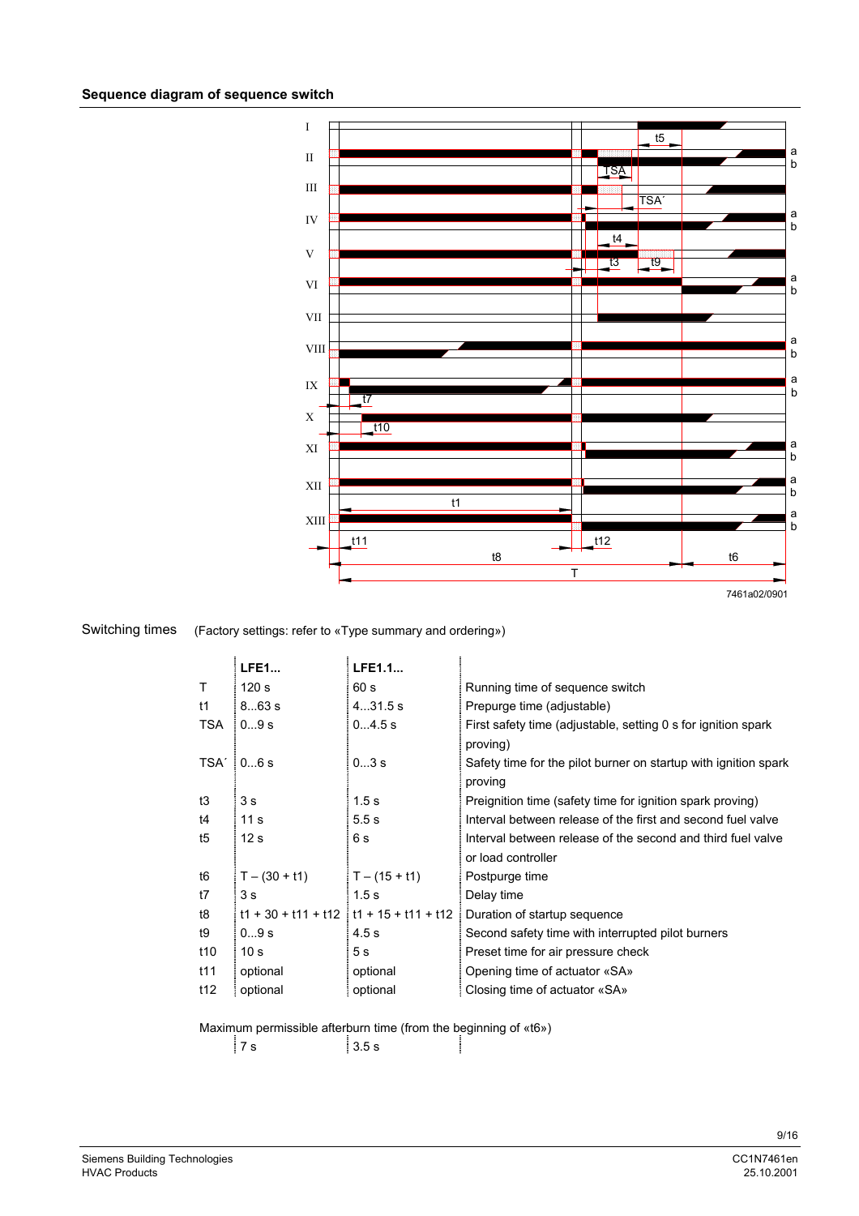## Sequence diagram of sequence switch

7461a02/0901

Switching times (Factory settings: refer to «Type summary and ordering»)

| | LFE1... | LFE1.1... | |
|---|---|---|---|
| T | 120 s | 60 s | Running time of sequence switch |
| t1 | 8...63 s | 4...31.5 s | Prepurge time (adjustable) |
| TSA | 0...9 s | 0...4.5 s | First safety time (adjustable, setting 0 s for ignition spark proving) |
| TSA´ | 0...6 s | 0...3 s | Safety time for the pilot burner on startup with ignition spark proving |
| t3 | 3 s | 1.5 s | Preignition time (safety time for ignition spark proving) |
| t4 | 11 s | 5.5 s | Interval between release of the first and second fuel valve |
| t5 | 12 s | 6 s | Interval between release of the second and third fuel valve or load controller |
| t6 | T – (30 + t1) | T – (15 + t1) | Postpurge time |
| t7 | 3 s | 1.5 s | Delay time |
| t8 | t1 + 30 + t11 + t12 | t1 + 15 + t11 + t12 | Duration of startup sequence |
| t9 | 0...9 s | 4.5 s | Second safety time with interrupted pilot burners |
| t10 | 10 s | 5 s | Preset time for air pressure check |
| t11 | optional | optional | Opening time of actuator «SA» |
| t12 | optional | optional | Closing time of actuator «SA» |

Maximum permissible afterburn time (from the beginning of «t6»)

| | LFE1... | LFE1.1... |
|---|---|---|
| | 7 s | 3.5 s |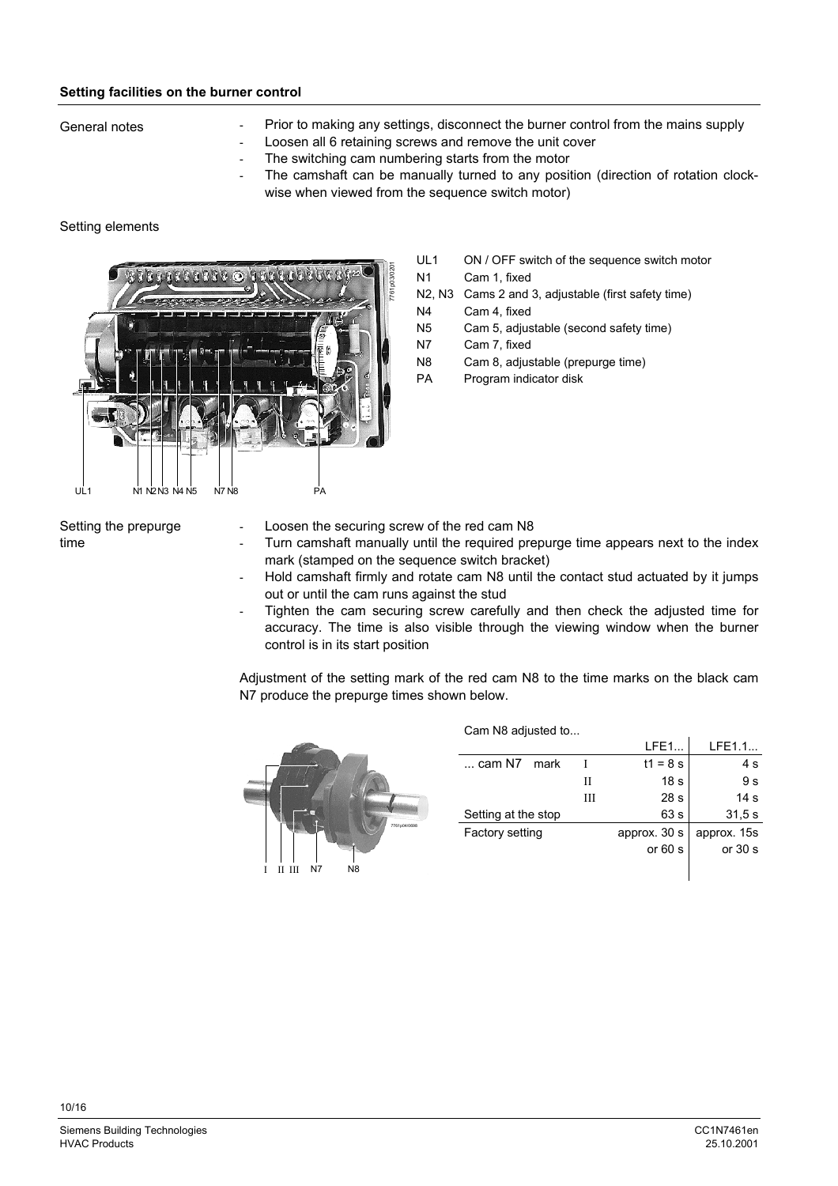## Setting facilities on the burner control

General notes

- Prior to making any settings, disconnect the burner control from the mains supply
- Loosen all 6 retaining screws and remove the unit cover
- The switching cam numbering starts from the motor
- The camshaft can be manually turned to any position (direction of rotation clockwise when viewed from the sequence switch motor)

Setting elements

| | |
|---|---|
| UL1 | ON / OFF switch of the sequence switch motor |
| N1 | Cam 1, fixed |
| N2, N3 | Cams 2 and 3, adjustable (first safety time) |
| N4 | Cam 4, fixed |
| N5 | Cam 5, adjustable (second safety time) |
| N7 | Cam 7, fixed |
| N8 | Cam 8, adjustable (prepurge time) |
| PA | Program indicator disk |

Setting the prepurge time

- Loosen the securing screw of the red cam N8
- Turn camshaft manually until the required prepurge time appears next to the index mark (stamped on the sequence switch bracket)
- Hold camshaft firmly and rotate cam N8 until the contact stud actuated by it jumps out or until the cam runs against the stud
- Tighten the cam securing screw carefully and then check the adjusted time for accuracy. The time is also visible through the viewing window when the burner control is in its start position

Adjustment of the setting mark of the red cam N8 to the time marks on the black cam N7 produce the prepurge times shown below.

Cam N8 adjusted to...

| | | LFE1... | LFE1.1... |
|---|---|---|---|
| ... cam N7 mark | I | $t1 = 8$ s | 4 s |
| | II | 18 s | 9 s |
| | III | 28 s | 14 s |
| Setting at the stop | | 63 s | 31,5 s |
| Factory setting | | approx. 30 s or 60 s | approx. 15s or 30 s |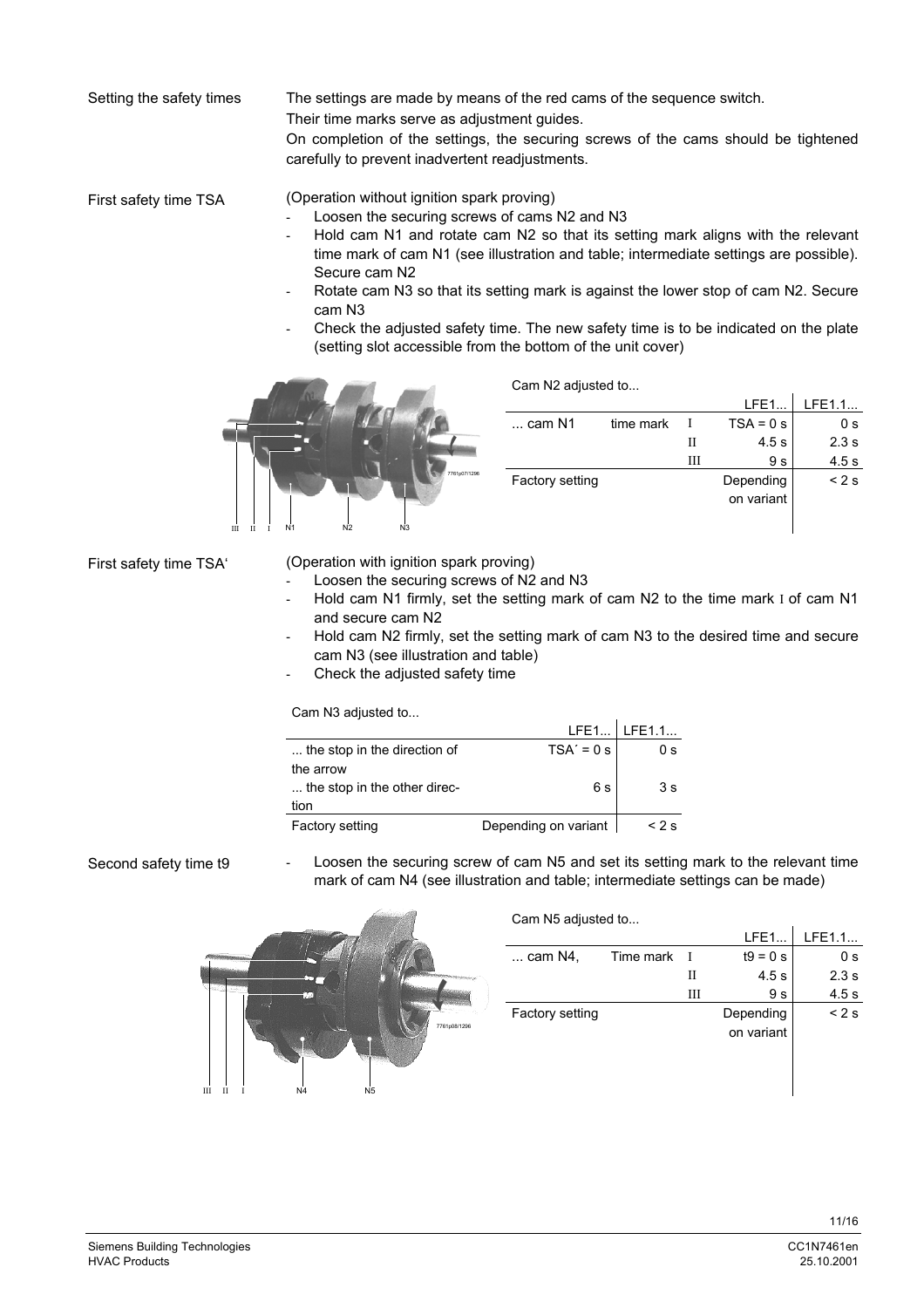## Setting the safety times

The settings are made by means of the red cams of the sequence switch.
Their time marks serve as adjustment guides.
On completion of the settings, the securing screws of the cams should be tightened carefully to prevent inadvertent readjustments.

## First safety time TSA

(Operation without ignition spark proving)

- Loosen the securing screws of cams N2 and N3
- Hold cam N1 and rotate cam N2 so that its setting mark aligns with the relevant time mark of cam N1 (see illustration and table; intermediate settings are possible). Secure cam N2
- Rotate cam N3 so that its setting mark is against the lower stop of cam N2. Secure cam N3
- Check the adjusted safety time. The new safety time is to be indicated on the plate (setting slot accessible from the bottom of the unit cover)

Cam N2 adjusted to...

| | | | LFE1... | LFE1.1... |
|---|---|---|---|---|
| ... cam N1 | time mark | I | TSA = 0 s | 0 s |
| | | II | 4.5 s | 2.3 s |
| | | III | 9 s | 4.5 s |
| Factory setting | | | Depending on variant | < 2 s |

## First safety time TSA‘

(Operation with ignition spark proving)

- Loosen the securing screws of N2 and N3
- Hold cam N1 firmly, set the setting mark of cam N2 to the time mark I of cam N1 and secure cam N2
- Hold cam N2 firmly, set the setting mark of cam N3 to the desired time and secure cam N3 (see illustration and table)
- Check the adjusted safety time

Cam N3 adjusted to...

| | LFE1... | LFE1.1... |
|---|---|---|
| ... the stop in the direction of the arrow | TSA´ = 0 s | 0 s |
| ... the stop in the other direction | 6 s | 3 s |
| Factory setting | Depending on variant | < 2 s |

## Second safety time t9

- Loosen the securing screw of cam N5 and set its setting mark to the relevant time mark of cam N4 (see illustration and table; intermediate settings can be made)

Cam N5 adjusted to...

| | | | LFE1... | LFE1.1... |
|---|---|---|---|---|
| ... cam N4, | Time mark | I | t9 = 0 s | 0 s |
| | | II | 4.5 s | 2.3 s |
| | | III | 9 s | 4.5 s |
| Factory setting | | | Depending on variant | < 2 s |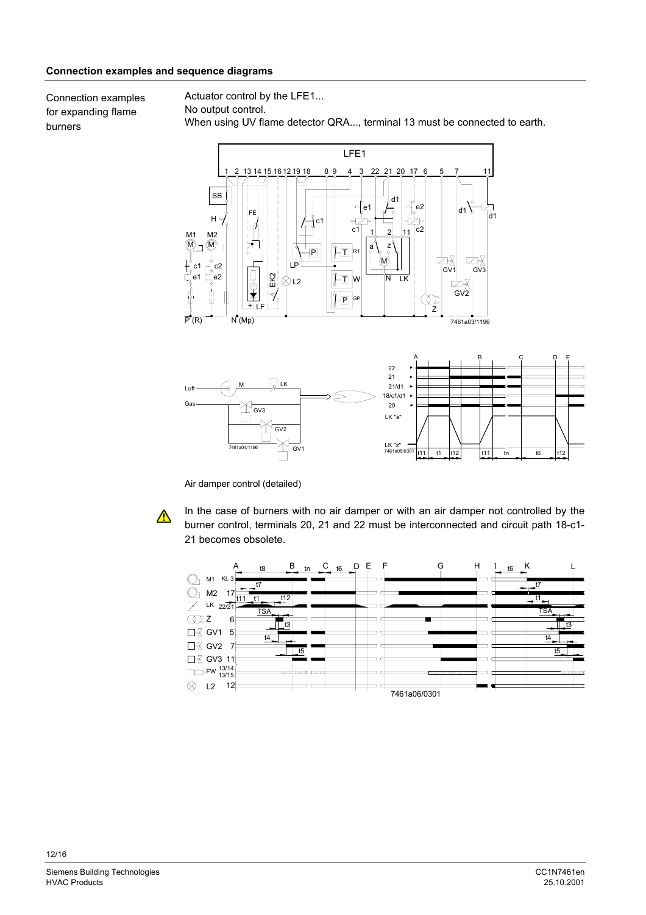## Connection examples and sequence diagrams

**Connection examples for expanding flame burners**

Actuator control by the LFE1...
No output control.
When using UV flame detector QRA..., terminal 13 must be connected to earth.

Air damper control (detailed)

⚠ In the case of burners with no air damper or with an air damper not controlled by the burner control, terminals 20, 21 and 22 must be interconnected and circuit path 18-c1-21 becomes obsolete.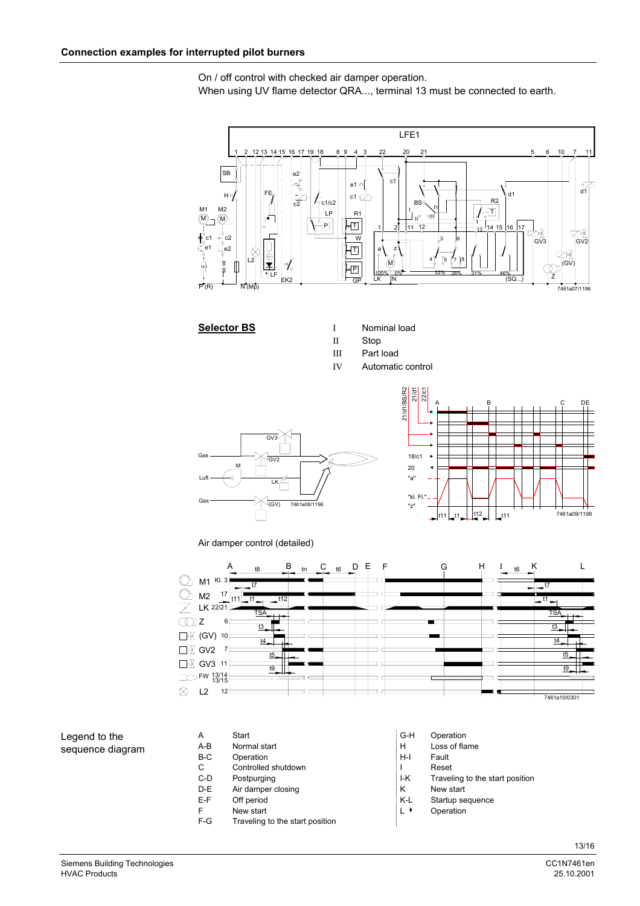## Connection examples for interrupted pilot burners

On / off control with checked air damper operation.
When using UV flame detector QRA..., terminal 13 must be connected to earth.

7461a07/1196

**Selector BS**

| | |
|---|---|
| I | Nominal load |
| II | Stop |
| III | Part load |
| IV | Automatic control |

7461a08/1196

7461a09/1196

Air damper control (detailed)

7461a10/0301

Legend to the sequence diagram

| | |
|---|---|
| A | Start |
| A-B | Normal start |
| B-C | Operation |
| C | Controlled shutdown |
| C-D | Postpurging |
| D-E | Air damper closing |
| E-F | Off period |
| F | New start |
| F-G | Traveling to the start position |
| G-H | Operation |
| H | Loss of flame |
| H-I | Fault |
| I | Reset |
| I-K | Traveling to the start position |
| K | New start |
| K-L | Startup sequence |
| L ▸ | Operation |

Siemens Building Technologies
HVAC Products

CC1N7461en
25.10.2001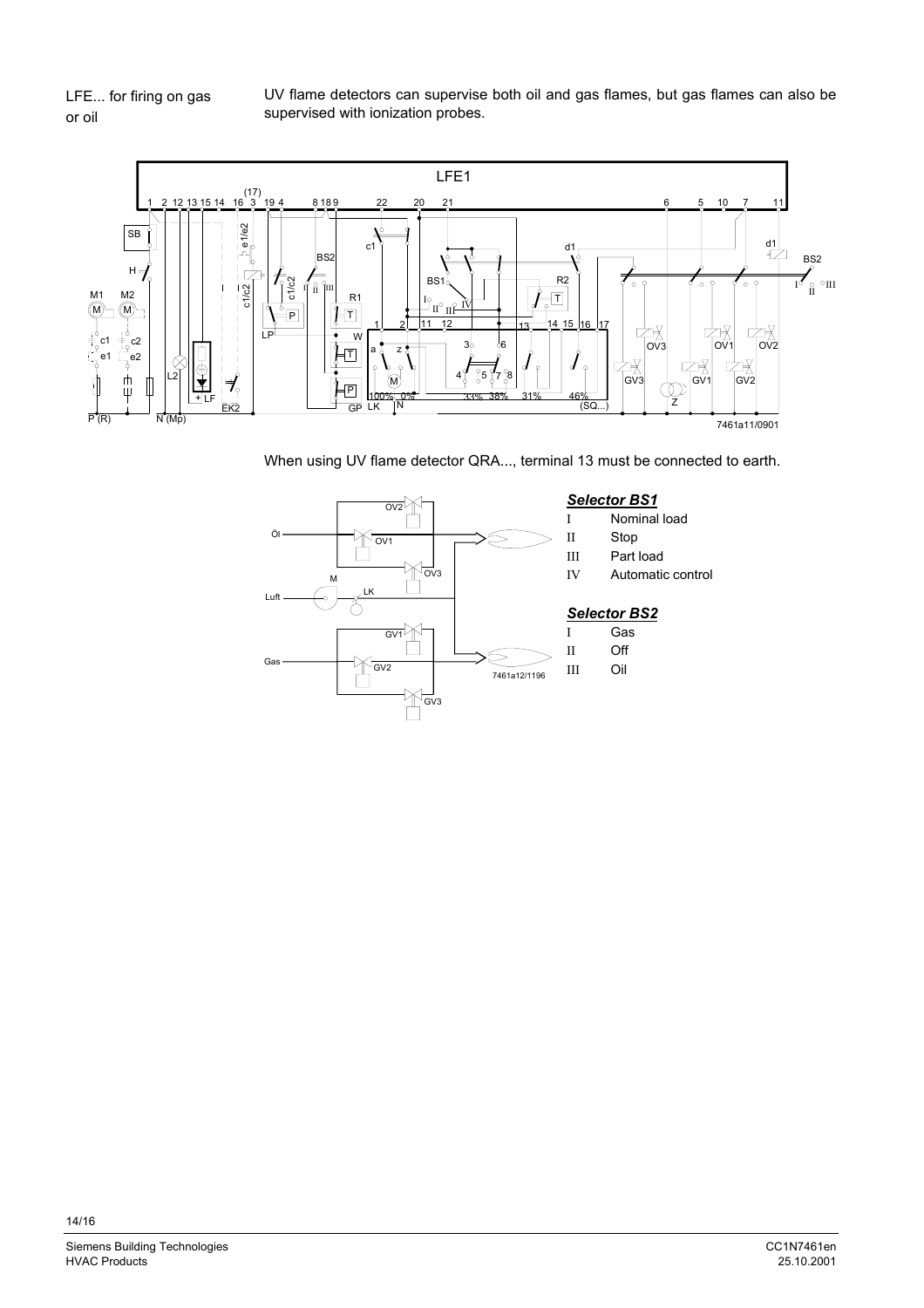LFE... for firing on gas or oil

UV flame detectors can supervise both oil and gas flames, but gas flames can also be supervised with ionization probes.

When using UV flame detector QRA..., terminal 13 must be connected to earth.

***Selector BS1***

| | |
|---|---|
| I | Nominal load |
| II | Stop |
| III | Part load |
| IV | Automatic control |

***Selector BS2***

| | |
|---|---|
| I | Gas |
| II | Off |
| III | Oil |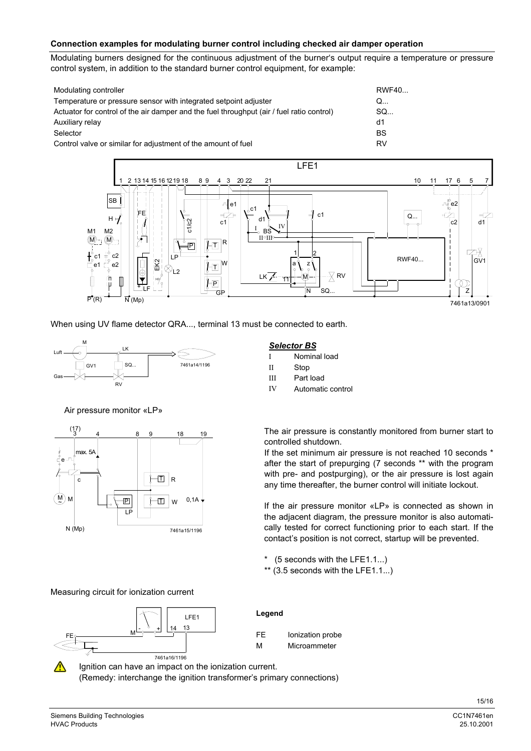**Connection examples for modulating burner control including checked air damper operation**

Modulating burners designed for the continuous adjustment of the burner's output require a temperature or pressure control system, in addition to the standard burner control equipment, for example:

| | |
|---|---|
| Modulating controller | RWF40... |
| Temperature or pressure sensor with integrated setpoint adjuster | Q... |
| Actuator for control of the air damper and the fuel throughput (air / fuel ratio control) | SQ... |
| Auxiliary relay | d1 |
| Selector | BS |
| Control valve or similar for adjustment of the amount of fuel | RV |

When using UV flame detector QRA..., terminal 13 must be connected to earth.

***Selector BS***

| | |
|---|---|
| I | Nominal load |
| II | Stop |
| III | Part load |
| IV | Automatic control |

Air pressure monitor «LP»

The air pressure is constantly monitored from burner start to controlled shutdown.

If the set minimum air pressure is not reached 10 seconds * after the start of prepurging (7 seconds ** with the program with pre- and postpurging), or the air pressure is lost again any time thereafter, the burner control will initiate lockout.

If the air pressure monitor «LP» is connected as shown in the adjacent diagram, the pressure monitor is also automatically tested for correct functioning prior to each start. If the contact's position is not correct, startup will be prevented.

\* (5 seconds with the LFE1.1...)

** (3.5 seconds with the LFE1.1...)

Measuring circuit for ionization current

**Legend**

| | |
|---|---|
| FE | Ionization probe |
| M | Microammeter |

Ignition can have an impact on the ionization current.
(Remedy: interchange the ignition transformer's primary connections)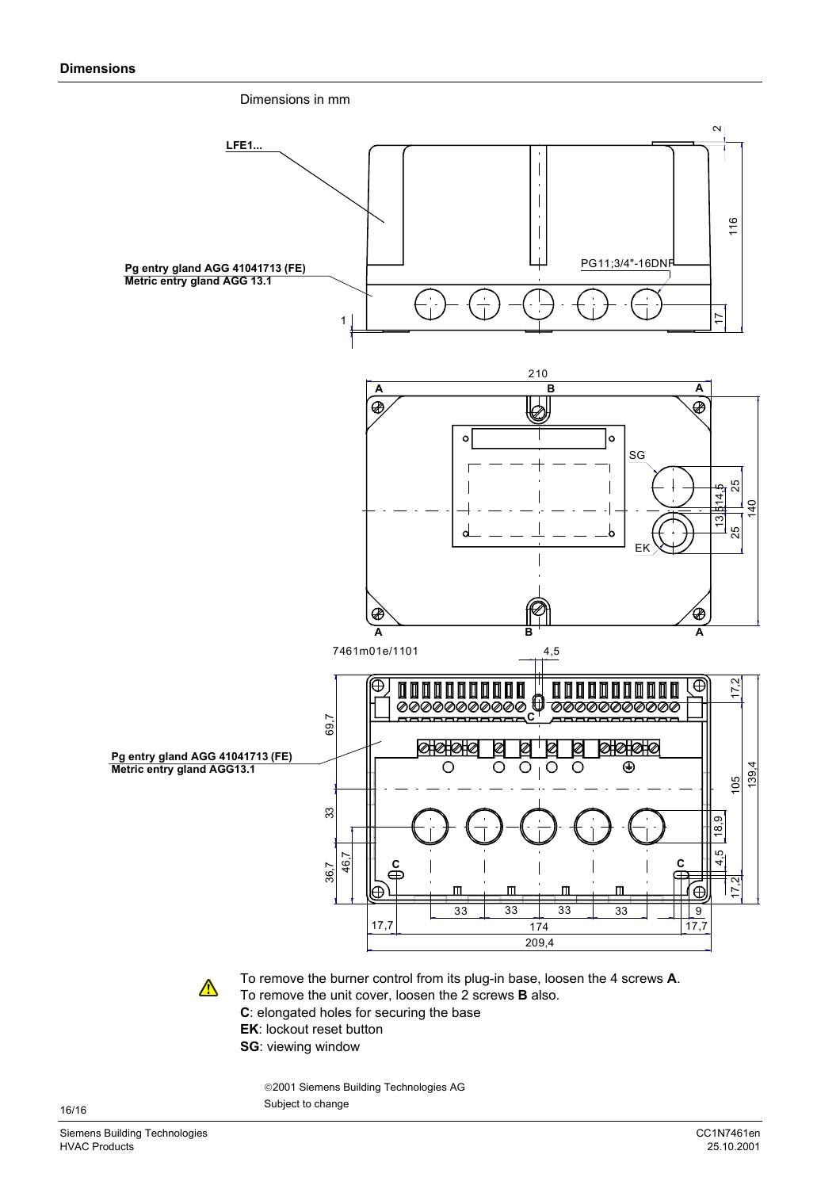## Dimensions

Dimensions in mm

LFE1...

Pg entry gland AGG 41041713 (FE)
Metric entry gland AGG 13.1

PG11;3/4"-16DNF

2
116
17
1

210

A B A

SG

EK

25
14,5
13,5
25
140

A B A

7461m01e/1101

4,5

C

17,2

69,7

Pg entry gland AGG 41041713 (FE)
Metric entry gland AGG13.1

105
139,4

33

18,9

36,7
46,7

C C

4,5
17,2

33 33 33 33
9

17,7 174 17,7

209,4

To remove the burner control from its plug-in base, loosen the 4 screws **A**.
To remove the unit cover, loosen the 2 screws **B** also.
**C**: elongated holes for securing the base
**EK**: lockout reset button
**SG**: viewing window

©2001 Siemens Building Technologies AG
Subject to change